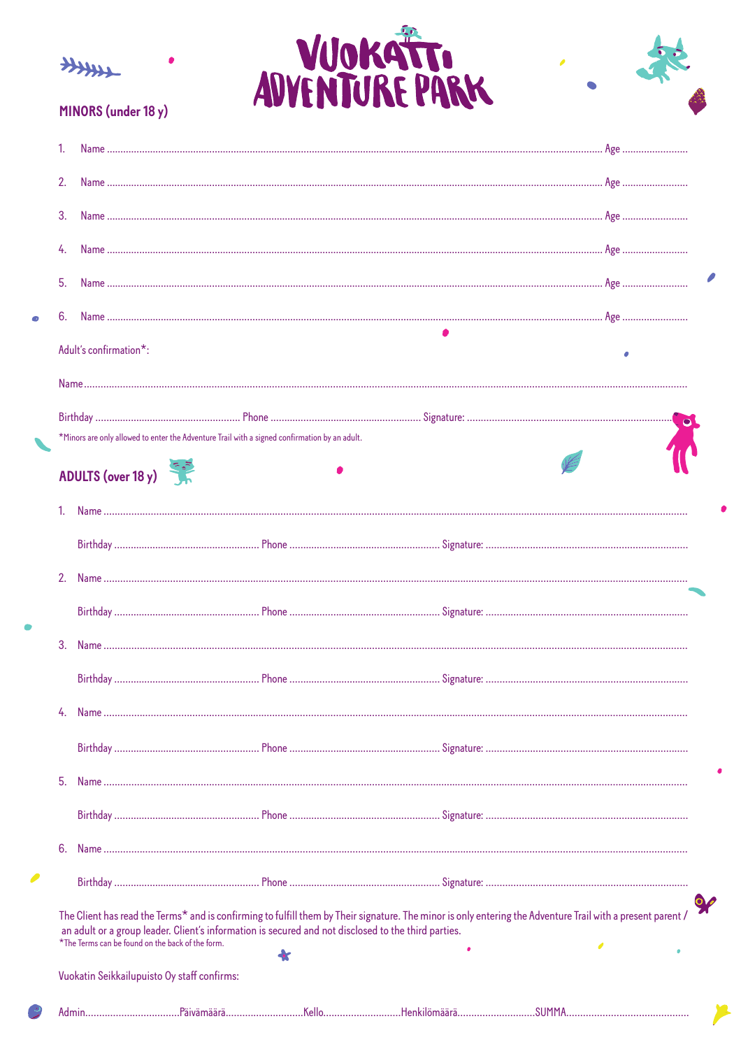# VUOKATTI ADVENTURE PARK

## MINORS (under 18 y)

1. Name ........................................................................................................ Age ....................
2. Name ........................................................................................................ Age ....................
3. Name ........................................................................................................ Age ....................
4. Name ........................................................................................................ Age ....................
5. Name ........................................................................................................ Age ....................
6. Name ........................................................................................................ Age ....................

Adult's confirmation*:

Name ........................................................................................................

Birthday ........................................ Phone ........................................ Signature: ........................................

*Minors are only allowed to enter the Adventure Trail with a signed confirmation by an adult.

## ADULTS (over 18 y)

1. Name ........................................................................................................

   Birthday ........................................ Phone ........................................ Signature: ........................................

2. Name ........................................................................................................

   Birthday ........................................ Phone ........................................ Signature: ........................................

3. Name ........................................................................................................

   Birthday ........................................ Phone ........................................ Signature: ........................................

4. Name ........................................................................................................

   Birthday ........................................ Phone ........................................ Signature: ........................................

5. Name ........................................................................................................

   Birthday ........................................ Phone ........................................ Signature: ........................................

6. Name ........................................................................................................

   Birthday ........................................ Phone ........................................ Signature: ........................................

The Client has read the Terms* and is confirming to fulfill them by Their signature. The minor is only entering the Adventure Trail with a present parent / an adult or a group leader. Client's information is secured and not disclosed to the third parties.

*The Terms can be found on the back of the form.

Vuokatin Seikkailupuisto Oy staff confirms:

Admin.............................Päivämäärä............................Kello............................Henkilömäärä............................SUMMA............................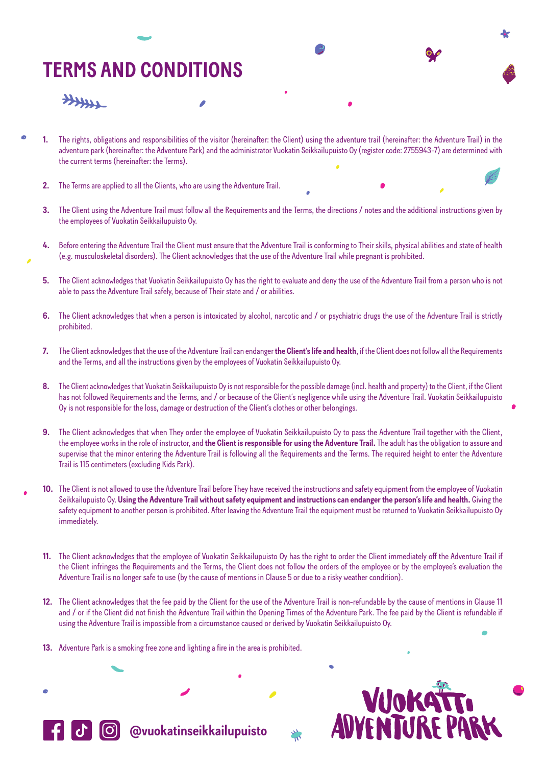# TERMS AND CONDITIONS

1. The rights, obligations and responsibilities of the visitor (hereinafter: the Client) using the adventure trail (hereinafter: the Adventure Trail) in the adventure park (hereinafter: the Adventure Park) and the administrator Vuokatin Seikkailupuisto Oy (register code: 2755943-7) are determined with the current terms (hereinafter: the Terms).

2. The Terms are applied to all the Clients, who are using the Adventure Trail.

3. The Client using the Adventure Trail must follow all the Requirements and the Terms, the directions / notes and the additional instructions given by the employees of Vuokatin Seikkailupuisto Oy.

4. Before entering the Adventure Trail the Client must ensure that the Adventure Trail is conforming to Their skills, physical abilities and state of health (e.g. musculoskeletal disorders). The Client acknowledges that the use of the Adventure Trail while pregnant is prohibited.

5. The Client acknowledges that Vuokatin Seikkailupuisto Oy has the right to evaluate and deny the use of the Adventure Trail from a person who is not able to pass the Adventure Trail safely, because of Their state and / or abilities.

6. The Client acknowledges that when a person is intoxicated by alcohol, narcotic and / or psychiatric drugs the use of the Adventure Trail is strictly prohibited.

7. The Client acknowledges that the use of the Adventure Trail can endanger **the Client's life and health**, if the Client does not follow all the Requirements and the Terms, and all the instructions given by the employees of Vuokatin Seikkailupuisto Oy.

8. The Client acknowledges that Vuokatin Seikkailupuisto Oy is not responsible for the possible damage (incl. health and property) to the Client, if the Client has not followed Requirements and the Terms, and / or because of the Client's negligence while using the Adventure Trail. Vuokatin Seikkailupuisto Oy is not responsible for the loss, damage or destruction of the Client's clothes or other belongings.

9. The Client acknowledges that when They order the employee of Vuokatin Seikkailupuisto Oy to pass the Adventure Trail together with the Client, the employee works in the role of instructor, and **the Client is responsible for using the Adventure Trail.** The adult has the obligation to assure and supervise that the minor entering the Adventure Trail is following all the Requirements and the Terms. The required height to enter the Adventure Trail is 115 centimeters (excluding Kids Park).

10. The Client is not allowed to use the Adventure Trail before They have received the instructions and safety equipment from the employee of Vuokatin Seikkailupuisto Oy. **Using the Adventure Trail without safety equipment and instructions can endanger the person's life and health.** Giving the safety equipment to another person is prohibited. After leaving the Adventure Trail the equipment must be returned to Vuokatin Seikkailupuisto Oy immediately.

11. The Client acknowledges that the employee of Vuokatin Seikkailupuisto Oy has the right to order the Client immediately off the Adventure Trail if the Client infringes the Requirements and the Terms, the Client does not follow the orders of the employee or by the employee's evaluation the Adventure Trail is no longer safe to use (by the cause of mentions in Clause 5 or due to a risky weather condition).

12. The Client acknowledges that the fee paid by the Client for the use of the Adventure Trail is non-refundable by the cause of mentions in Clause 11 and / or if the Client did not finish the Adventure Trail within the Opening Times of the Adventure Park. The fee paid by the Client is refundable if using the Adventure Trail is impossible from a circumstance caused or derived by Vuokatin Seikkailupuisto Oy.

13. Adventure Park is a smoking free zone and lighting a fire in the area is prohibited.

**@vuokatinseikkailupuisto**

**VUOKATTI ADVENTURE PARK**